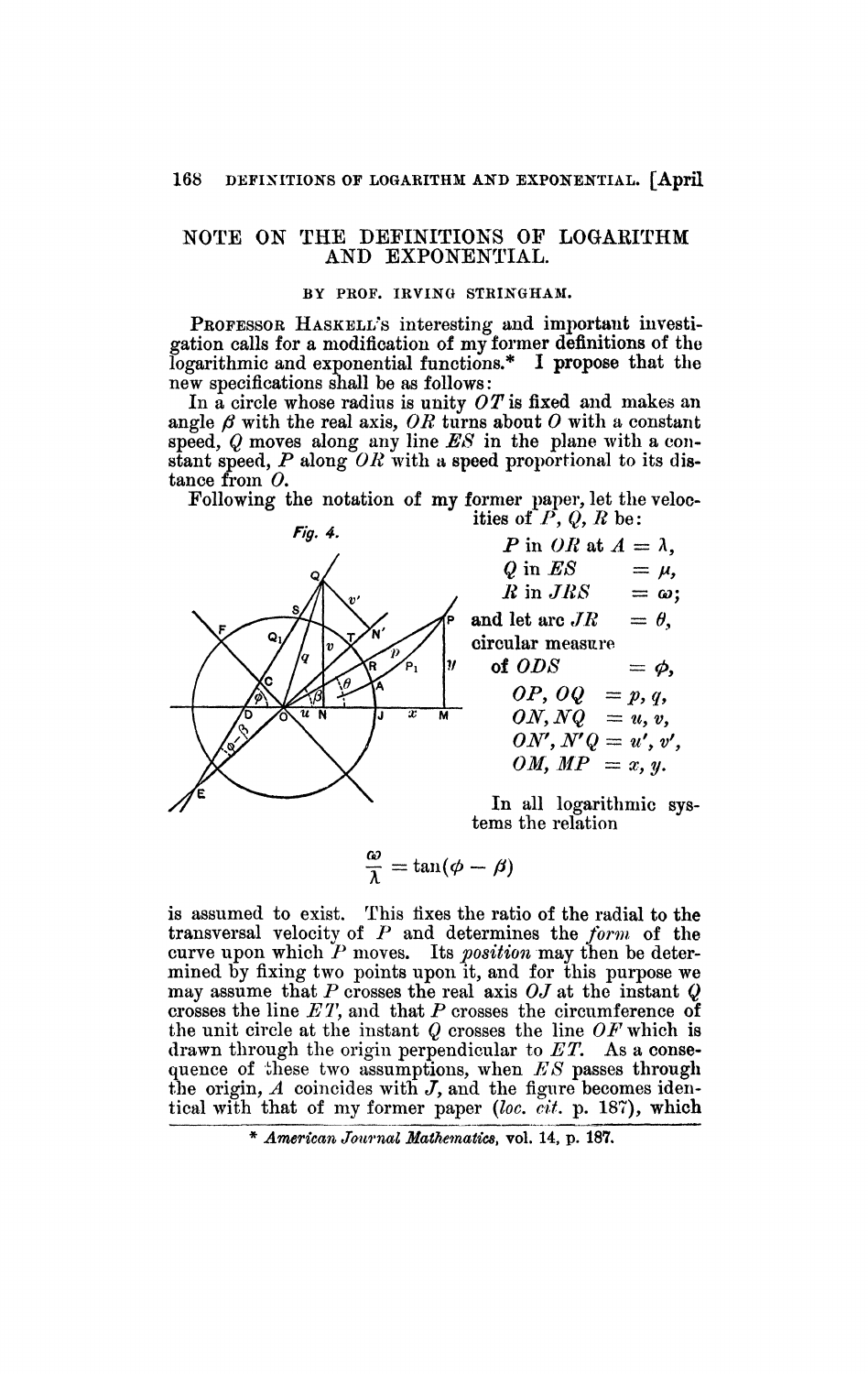# NOTE ON THE DEFINITIONS OF LOGARITHM AND EXPONENTIAL.

BY PROF. IRVING STRINGHAM.

PROFESSOR HASKELL'S interesting and important investigation calls for a modification of my former definitions of the logarithmic and exponential functions.* I propose that the new specifications shall be as follows:

In a circle whose radius is unity $OT$ is fixed and makes an angle $\beta$ with the real axis, $OR$ turns about $O$ with a constant speed, $Q$ moves along any line $ES$ in the plane with a constant speed, $P$ along $OR$ with a speed proportional to its distance from $O$.

Following the notation of my former paper, let the velocities of $P$, $Q$, $R$ be:

Fig. 4.

$$P \text{ in } OR \text{ at } A = \lambda,$$
$$Q \text{ in } ES \quad = \mu,$$
$$R \text{ in } JRS \quad = \omega;$$

and let arc $JR \quad = \theta$,

circular measure of $ODS \quad = \phi$,

$$OP,\ OQ \quad = p,\ q,$$
$$ON,\ NQ \quad = u,\ v,$$
$$ON',\ N'Q = u',\ v',$$
$$OM,\ MP \quad = x,\ y.$$

In all logarithmic systems the relation

$$\frac{\omega}{\lambda} = \tan(\phi - \beta)$$

is assumed to exist. This fixes the ratio of the radial to the transversal velocity of $P$ and determines the *form* of the curve upon which $P$ moves. Its *position* may then be determined by fixing two points upon it, and for this purpose we may assume that $P$ crosses the real axis $OJ$ at the instant $Q$ crosses the line $ET$, and that $P$ crosses the circumference of the unit circle at the instant $Q$ crosses the line $OF$ which is drawn through the origin perpendicular to $ET$. As a consequence of these two assumptions, when $ES$ passes through the origin, $A$ coincides with $J$, and the figure becomes identical with that of my former paper (*loc. cit.* p. 187), which

---

\* *American Journal Mathematics*, vol. 14, p. 187.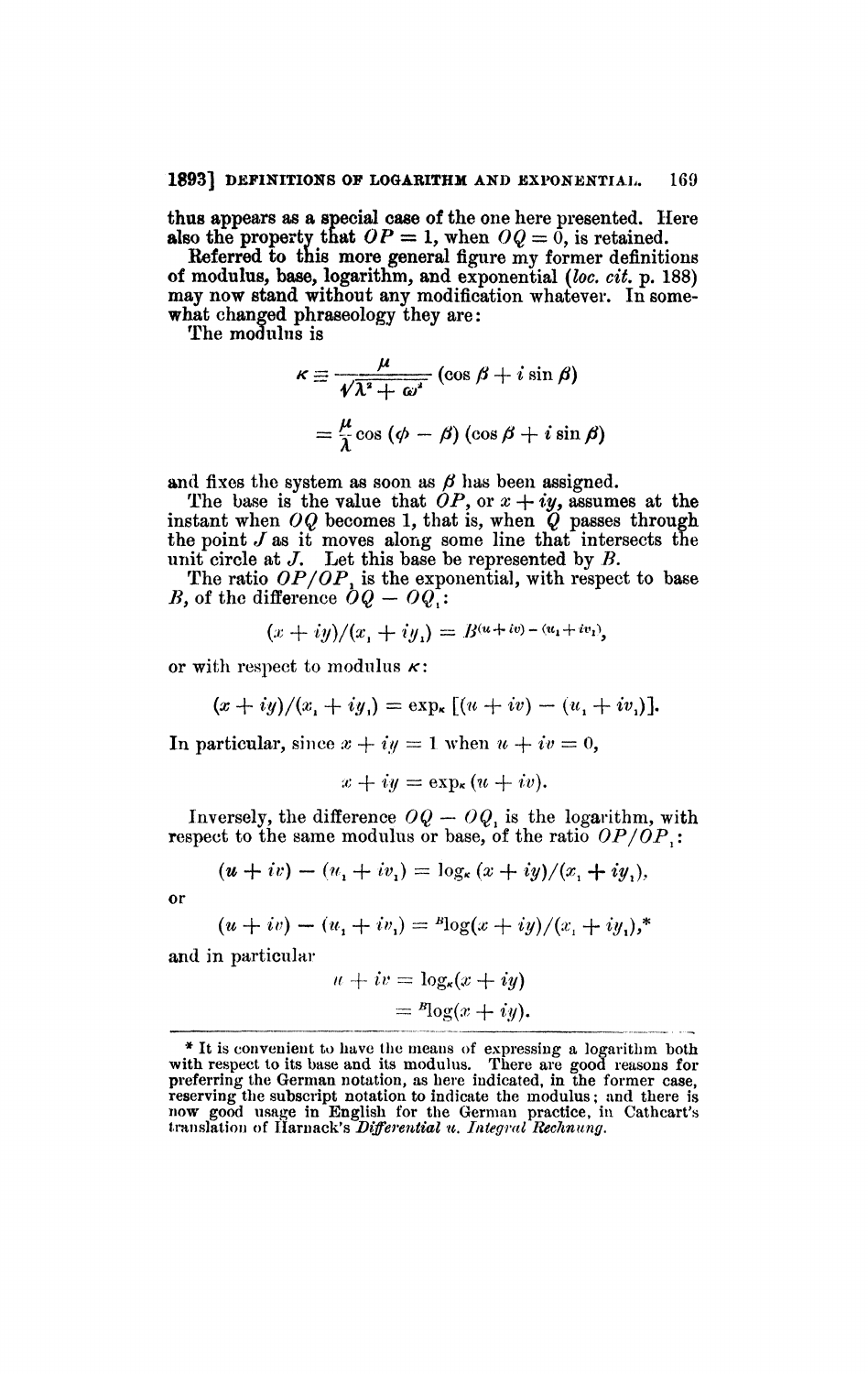thus appears as a special case of the one here presented. Here also the property that $OP = 1$, when $OQ = 0$, is retained.

Referred to this more general figure my former definitions of modulus, base, logarithm, and exponential (*loc. cit.* p. 188) may now stand without any modification whatever. In somewhat changed phraseology they are:

The modulus is

$$\kappa \equiv \frac{\mu}{\sqrt{\lambda^2 + \omega^2}} (\cos \beta + i \sin \beta)$$

$$= \frac{\mu}{\lambda} \cos (\phi - \beta) (\cos \beta + i \sin \beta)$$

and fixes the system as soon as $\beta$ has been assigned.

The base is the value that $OP$, or $x + iy$, assumes at the instant when $OQ$ becomes 1, that is, when $Q$ passes through the point $J$ as it moves along some line that intersects the unit circle at $J$. Let this base be represented by $B$.

The ratio $OP/OP_1$ is the exponential, with respect to base $B$, of the difference $OQ - OQ_1$:

$$(x + iy)/(x_1 + iy_1) = B^{(u + iv) - (u_1 + iv_1)},$$

or with respect to modulus $\kappa$:

$$(x + iy)/(x_1 + iy_1) = \exp_\kappa [(u + iv) - (u_1 + iv_1)].$$

In particular, since $x + iy = 1$ when $u + iv = 0$,

$$x + iy = \exp_\kappa (u + iv).$$

Inversely, the difference $OQ - OQ_1$ is the logarithm, with respect to the same modulus or base, of the ratio $OP/OP_1$:

$$(u + iv) - (u_1 + iv_1) = \log_\kappa (x + iy)/(x_1 + iy_1),$$

or

$$(u + iv) - (u_1 + iv_1) = {}^B\log(x + iy)/(x_1 + iy_1),*$$

and in particular

$$u + iv = \log_\kappa(x + iy)$$

$$= {}^B\log(x + iy).$$

---

\* It is convenient to have the means of expressing a logarithm both with respect to its base and its modulus. There are good reasons for preferring the German notation, as here indicated, in the former case, reserving the subscript notation to indicate the modulus; and there is now good usage in English for the German practice, in Cathcart's translation of Harnack's *Differential u. Integral Rechnung.*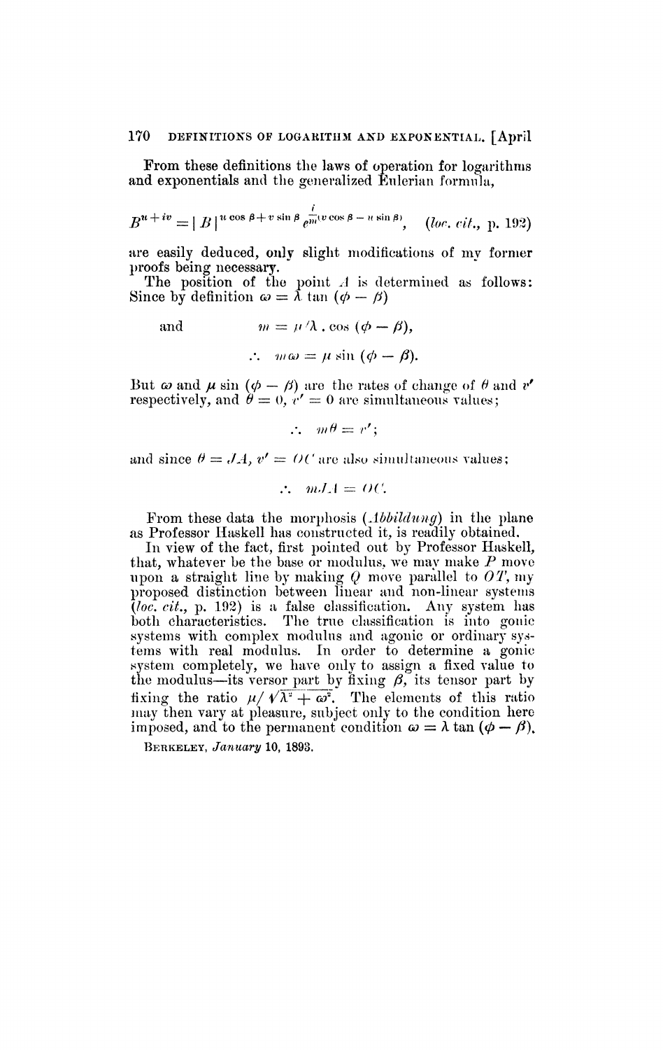From these definitions the laws of operation for logarithms and exponentials and the generalized Eulerian formula,

$$B^{u+iv} = |B|^{u\cos\beta + v\sin\beta}\, e^{\frac{i}{m}(v\cos\beta - u\sin\beta)}, \quad (\textit{loc. cit.}, \text{ p. } 192)$$

are easily deduced, only slight modifications of my former proofs being necessary.

The position of the point $A$ is determined as follows: Since by definition $\omega = \lambda \tan(\phi - \beta)$

$$\text{and} \qquad m = \mu/\lambda \,.\, \cos(\phi - \beta),$$

$$\therefore \quad m\omega = \mu \sin(\phi - \beta).$$

But $\omega$ and $\mu \sin(\phi - \beta)$ are the rates of change of $\theta$ and $v'$ respectively, and $\theta = 0$, $v' = 0$ are simultaneous values;

$$\therefore \quad m\theta = v';$$

and since $\theta = JA$, $v' = OC$ are also simultaneous values;

$$\therefore \quad mJA = OC.$$

From these data the morphosis (*Abbildung*) in the plane as Professor Haskell has constructed it, is readily obtained.

In view of the fact, first pointed out by Professor Haskell, that, whatever be the base or modulus, we may make $P$ move upon a straight line by making $Q$ move parallel to $OT$, my proposed distinction between linear and non-linear systems (*loc. cit.*, p. 192) is a false classification. Any system has both characteristics. The true classification is into gonic systems with complex modulus and agonic or ordinary systems with real modulus. In order to determine a gonic system completely, we have only to assign a fixed value to the modulus—its versor part by fixing $\beta$, its tensor part by fixing the ratio $\mu/\sqrt{\lambda^2 + \omega^2}$. The elements of this ratio may then vary at pleasure, subject only to the condition here imposed, and to the permanent condition $\omega = \lambda \tan(\phi - \beta)$.

BERKELEY, *January* 10, 1893.